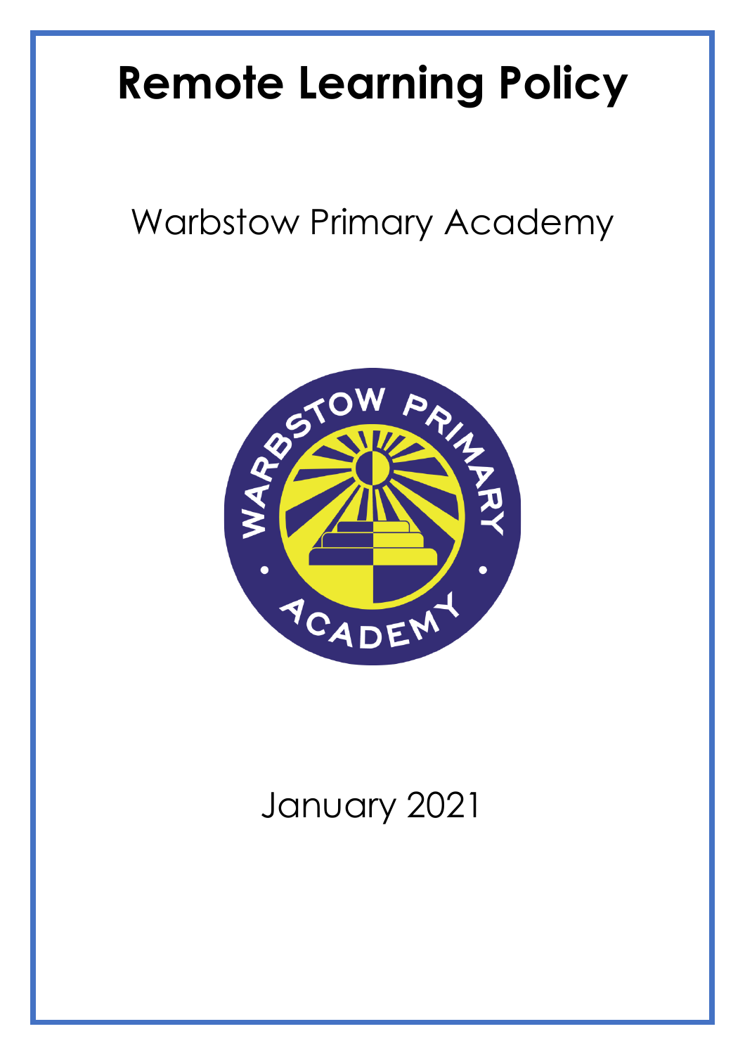# Remote Learning Policy

Warbstow Primary Academy

January 2021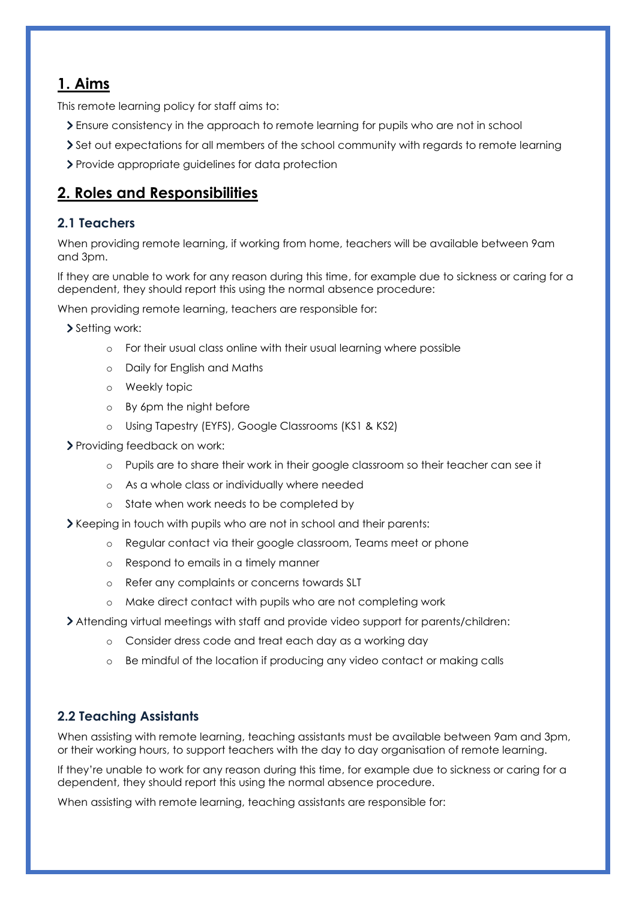## 1. Aims

This remote learning policy for staff aims to:

- Ensure consistency in the approach to remote learning for pupils who are not in school
- Set out expectations for all members of the school community with regards to remote learning
- Provide appropriate guidelines for data protection

## 2. Roles and Responsibilities

### 2.1 Teachers

When providing remote learning, if working from home, teachers will be available between 9am and 3pm.

If they are unable to work for any reason during this time, for example due to sickness or caring for a dependent, they should report this using the normal absence procedure:

When providing remote learning, teachers are responsible for:

- Setting work:
    - For their usual class online with their usual learning where possible
    - Daily for English and Maths
    - Weekly topic
    - By 6pm the night before
    - Using Tapestry (EYFS), Google Classrooms (KS1 & KS2)
- Providing feedback on work:
    - Pupils are to share their work in their google classroom so their teacher can see it
    - As a whole class or individually where needed
    - State when work needs to be completed by
- Keeping in touch with pupils who are not in school and their parents:
    - Regular contact via their google classroom, Teams meet or phone
    - Respond to emails in a timely manner
    - Refer any complaints or concerns towards SLT
    - Make direct contact with pupils who are not completing work
- Attending virtual meetings with staff and provide video support for parents/children:
    - Consider dress code and treat each day as a working day
    - Be mindful of the location if producing any video contact or making calls

### 2.2 Teaching Assistants

When assisting with remote learning, teaching assistants must be available between 9am and 3pm, or their working hours, to support teachers with the day to day organisation of remote learning.

If they're unable to work for any reason during this time, for example due to sickness or caring for a dependent, they should report this using the normal absence procedure.

When assisting with remote learning, teaching assistants are responsible for: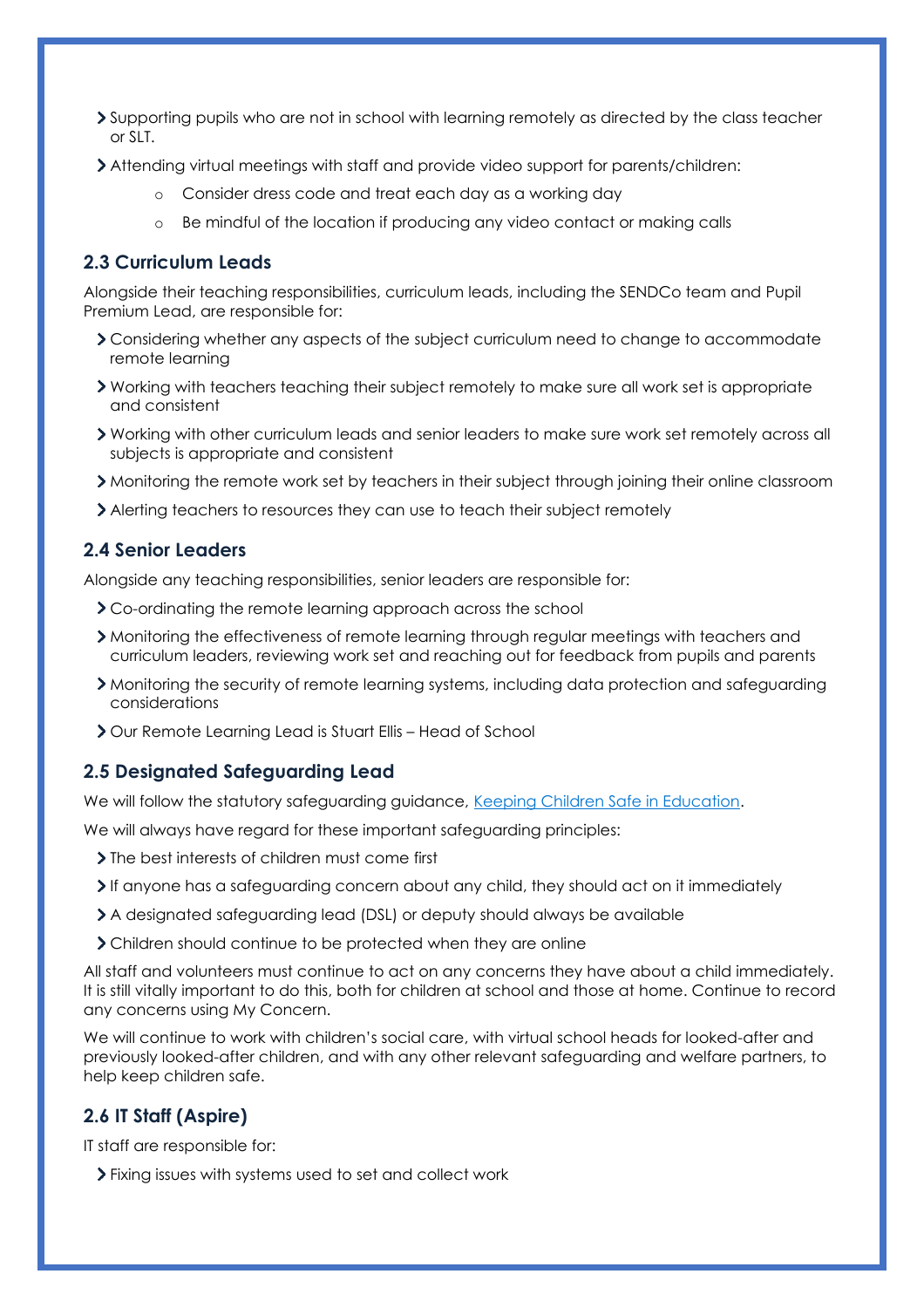- Supporting pupils who are not in school with learning remotely as directed by the class teacher or SLT.
- Attending virtual meetings with staff and provide video support for parents/children:
    - Consider dress code and treat each day as a working day
    - Be mindful of the location if producing any video contact or making calls

## 2.3 Curriculum Leads

Alongside their teaching responsibilities, curriculum leads, including the SENDCo team and Pupil Premium Lead, are responsible for:

- Considering whether any aspects of the subject curriculum need to change to accommodate remote learning
- Working with teachers teaching their subject remotely to make sure all work set is appropriate and consistent
- Working with other curriculum leads and senior leaders to make sure work set remotely across all subjects is appropriate and consistent
- Monitoring the remote work set by teachers in their subject through joining their online classroom
- Alerting teachers to resources they can use to teach their subject remotely

## 2.4 Senior Leaders

Alongside any teaching responsibilities, senior leaders are responsible for:

- Co-ordinating the remote learning approach across the school
- Monitoring the effectiveness of remote learning through regular meetings with teachers and curriculum leaders, reviewing work set and reaching out for feedback from pupils and parents
- Monitoring the security of remote learning systems, including data protection and safeguarding considerations
- Our Remote Learning Lead is Stuart Ellis – Head of School

## 2.5 Designated Safeguarding Lead

We will follow the statutory safeguarding guidance, Keeping Children Safe in Education.

We will always have regard for these important safeguarding principles:

- The best interests of children must come first
- If anyone has a safeguarding concern about any child, they should act on it immediately
- A designated safeguarding lead (DSL) or deputy should always be available
- Children should continue to be protected when they are online

All staff and volunteers must continue to act on any concerns they have about a child immediately. It is still vitally important to do this, both for children at school and those at home. Continue to record any concerns using My Concern.

We will continue to work with children's social care, with virtual school heads for looked-after and previously looked-after children, and with any other relevant safeguarding and welfare partners, to help keep children safe.

## 2.6 IT Staff (Aspire)

IT staff are responsible for:

- Fixing issues with systems used to set and collect work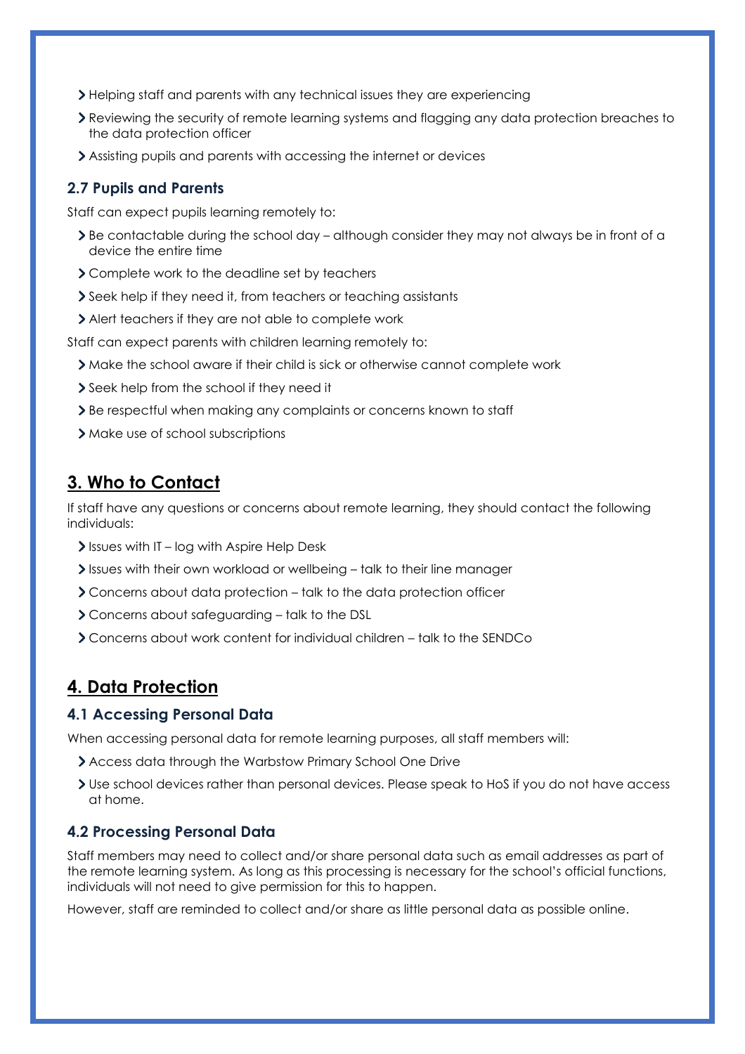- Helping staff and parents with any technical issues they are experiencing
- Reviewing the security of remote learning systems and flagging any data protection breaches to the data protection officer
- Assisting pupils and parents with accessing the internet or devices

### 2.7 Pupils and Parents

Staff can expect pupils learning remotely to:

- Be contactable during the school day – although consider they may not always be in front of a device the entire time
- Complete work to the deadline set by teachers
- Seek help if they need it, from teachers or teaching assistants
- Alert teachers if they are not able to complete work

Staff can expect parents with children learning remotely to:

- Make the school aware if their child is sick or otherwise cannot complete work
- Seek help from the school if they need it
- Be respectful when making any complaints or concerns known to staff
- Make use of school subscriptions

## 3. Who to Contact

If staff have any questions or concerns about remote learning, they should contact the following individuals:

- Issues with IT – log with Aspire Help Desk
- Issues with their own workload or wellbeing – talk to their line manager
- Concerns about data protection – talk to the data protection officer
- Concerns about safeguarding – talk to the DSL
- Concerns about work content for individual children – talk to the SENDCo

## 4. Data Protection

### 4.1 Accessing Personal Data

When accessing personal data for remote learning purposes, all staff members will:

- Access data through the Warbstow Primary School One Drive
- Use school devices rather than personal devices. Please speak to HoS if you do not have access at home.

### 4.2 Processing Personal Data

Staff members may need to collect and/or share personal data such as email addresses as part of the remote learning system. As long as this processing is necessary for the school's official functions, individuals will not need to give permission for this to happen.

However, staff are reminded to collect and/or share as little personal data as possible online.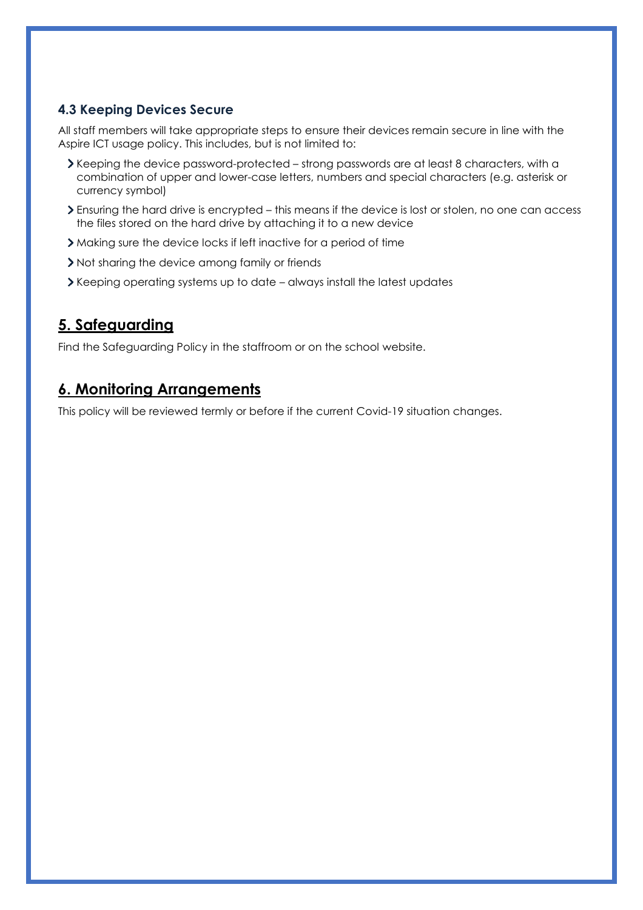### 4.3 Keeping Devices Secure

All staff members will take appropriate steps to ensure their devices remain secure in line with the Aspire ICT usage policy. This includes, but is not limited to:

- Keeping the device password-protected – strong passwords are at least 8 characters, with a combination of upper and lower-case letters, numbers and special characters (e.g. asterisk or currency symbol)
- Ensuring the hard drive is encrypted – this means if the device is lost or stolen, no one can access the files stored on the hard drive by attaching it to a new device
- Making sure the device locks if left inactive for a period of time
- Not sharing the device among family or friends
- Keeping operating systems up to date – always install the latest updates

## 5. Safeguarding

Find the Safeguarding Policy in the staffroom or on the school website.

## 6. Monitoring Arrangements

This policy will be reviewed termly or before if the current Covid-19 situation changes.